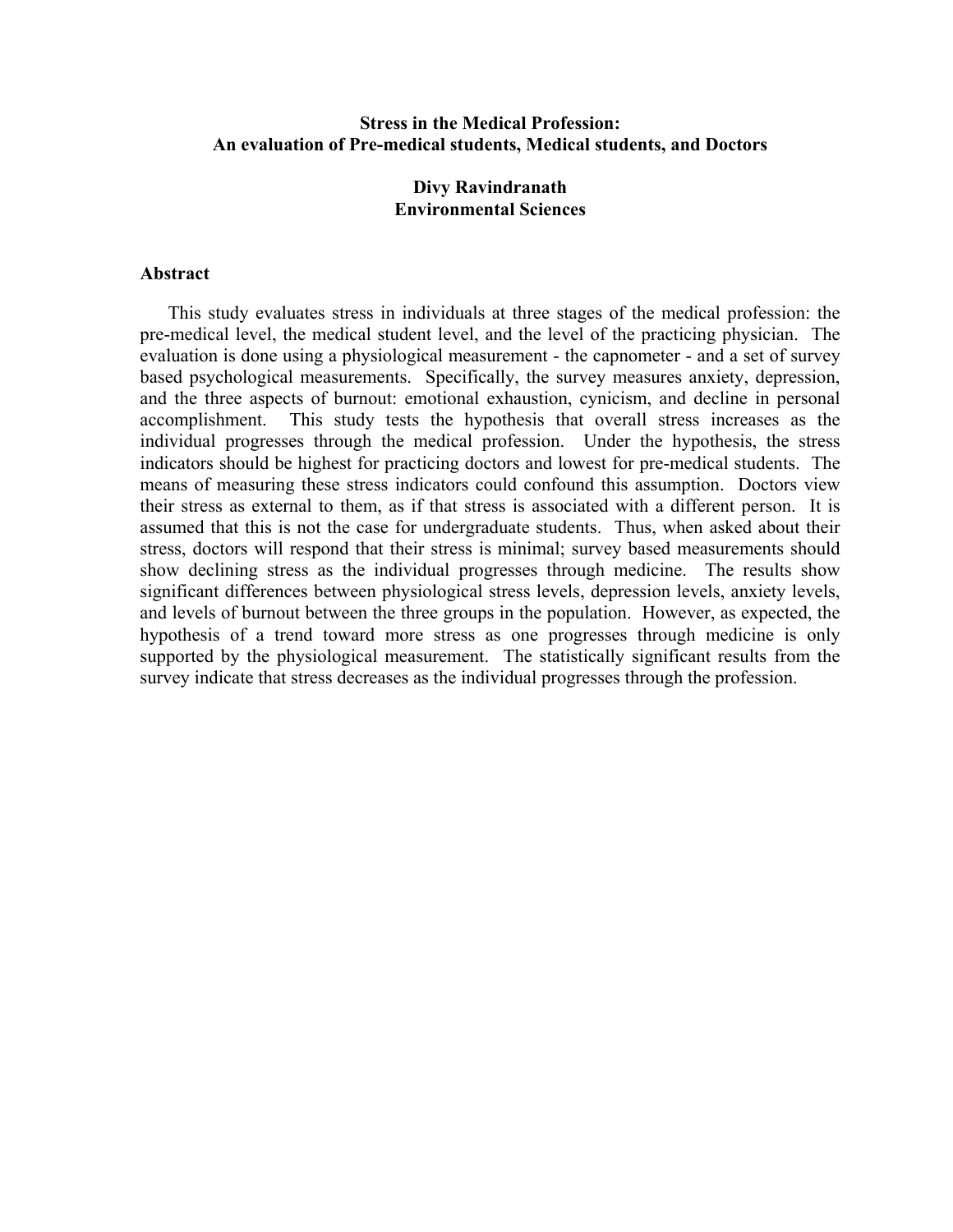# Stress in the Medical Profession: An evaluation of Pre-medical students, Medical students, and Doctors

**Divy Ravindranath**
**Environmental Sciences**

## Abstract

This study evaluates stress in individuals at three stages of the medical profession: the pre-medical level, the medical student level, and the level of the practicing physician. The evaluation is done using a physiological measurement - the capnometer - and a set of survey based psychological measurements. Specifically, the survey measures anxiety, depression, and the three aspects of burnout: emotional exhaustion, cynicism, and decline in personal accomplishment. This study tests the hypothesis that overall stress increases as the individual progresses through the medical profession. Under the hypothesis, the stress indicators should be highest for practicing doctors and lowest for pre-medical students. The means of measuring these stress indicators could confound this assumption. Doctors view their stress as external to them, as if that stress is associated with a different person. It is assumed that this is not the case for undergraduate students. Thus, when asked about their stress, doctors will respond that their stress is minimal; survey based measurements should show declining stress as the individual progresses through medicine. The results show significant differences between physiological stress levels, depression levels, anxiety levels, and levels of burnout between the three groups in the population. However, as expected, the hypothesis of a trend toward more stress as one progresses through medicine is only supported by the physiological measurement. The statistically significant results from the survey indicate that stress decreases as the individual progresses through the profession.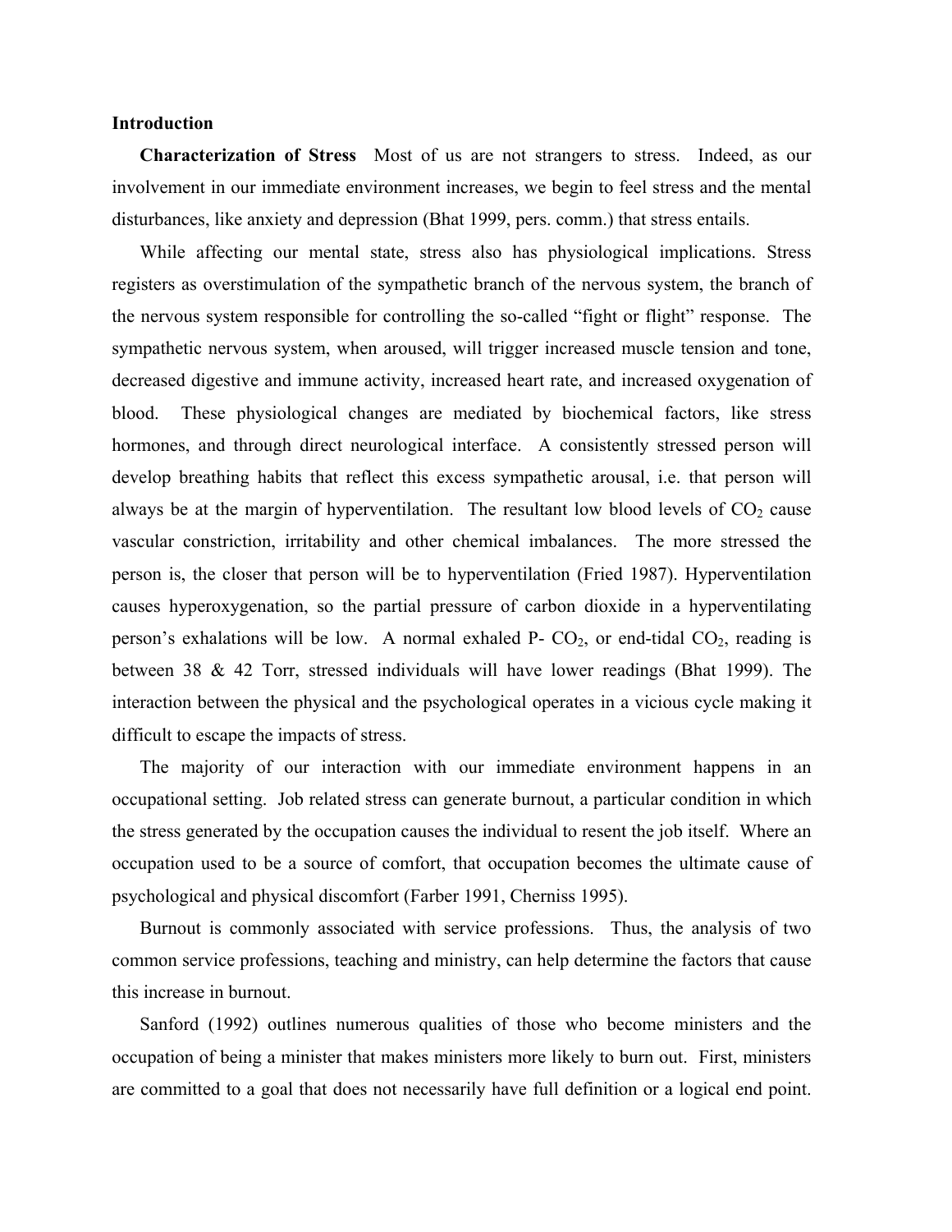## Introduction

**Characterization of Stress** Most of us are not strangers to stress. Indeed, as our involvement in our immediate environment increases, we begin to feel stress and the mental disturbances, like anxiety and depression (Bhat 1999, pers. comm.) that stress entails.

While affecting our mental state, stress also has physiological implications. Stress registers as overstimulation of the sympathetic branch of the nervous system, the branch of the nervous system responsible for controlling the so-called "fight or flight" response. The sympathetic nervous system, when aroused, will trigger increased muscle tension and tone, decreased digestive and immune activity, increased heart rate, and increased oxygenation of blood. These physiological changes are mediated by biochemical factors, like stress hormones, and through direct neurological interface. A consistently stressed person will develop breathing habits that reflect this excess sympathetic arousal, i.e. that person will always be at the margin of hyperventilation. The resultant low blood levels of $CO_2$ cause vascular constriction, irritability and other chemical imbalances. The more stressed the person is, the closer that person will be to hyperventilation (Fried 1987). Hyperventilation causes hyperoxygenation, so the partial pressure of carbon dioxide in a hyperventilating person's exhalations will be low. A normal exhaled P- $CO_2$, or end-tidal $CO_2$, reading is between 38 & 42 Torr, stressed individuals will have lower readings (Bhat 1999). The interaction between the physical and the psychological operates in a vicious cycle making it difficult to escape the impacts of stress.

The majority of our interaction with our immediate environment happens in an occupational setting. Job related stress can generate burnout, a particular condition in which the stress generated by the occupation causes the individual to resent the job itself. Where an occupation used to be a source of comfort, that occupation becomes the ultimate cause of psychological and physical discomfort (Farber 1991, Cherniss 1995).

Burnout is commonly associated with service professions. Thus, the analysis of two common service professions, teaching and ministry, can help determine the factors that cause this increase in burnout.

Sanford (1992) outlines numerous qualities of those who become ministers and the occupation of being a minister that makes ministers more likely to burn out. First, ministers are committed to a goal that does not necessarily have full definition or a logical end point.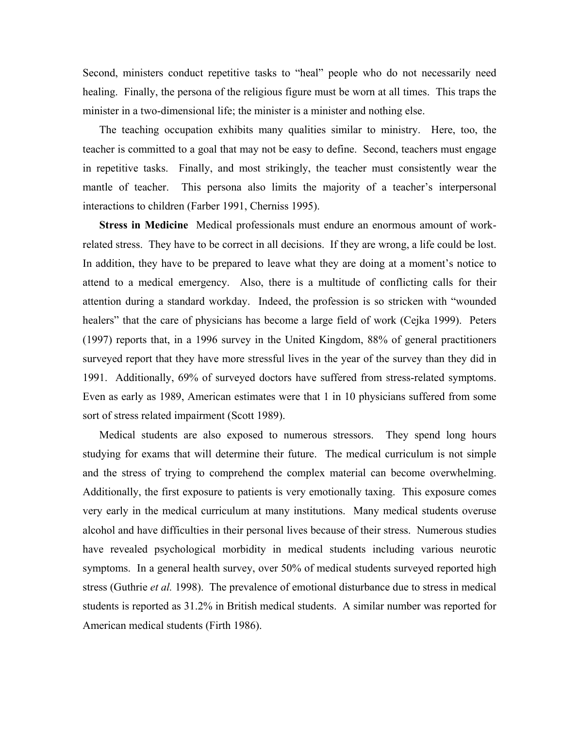Second, ministers conduct repetitive tasks to "heal" people who do not necessarily need healing. Finally, the persona of the religious figure must be worn at all times. This traps the minister in a two-dimensional life; the minister is a minister and nothing else.

The teaching occupation exhibits many qualities similar to ministry. Here, too, the teacher is committed to a goal that may not be easy to define. Second, teachers must engage in repetitive tasks. Finally, and most strikingly, the teacher must consistently wear the mantle of teacher. This persona also limits the majority of a teacher's interpersonal interactions to children (Farber 1991, Cherniss 1995).

**Stress in Medicine** Medical professionals must endure an enormous amount of work-related stress. They have to be correct in all decisions. If they are wrong, a life could be lost. In addition, they have to be prepared to leave what they are doing at a moment's notice to attend to a medical emergency. Also, there is a multitude of conflicting calls for their attention during a standard workday. Indeed, the profession is so stricken with "wounded healers" that the care of physicians has become a large field of work (Cejka 1999). Peters (1997) reports that, in a 1996 survey in the United Kingdom, 88% of general practitioners surveyed report that they have more stressful lives in the year of the survey than they did in 1991. Additionally, 69% of surveyed doctors have suffered from stress-related symptoms. Even as early as 1989, American estimates were that 1 in 10 physicians suffered from some sort of stress related impairment (Scott 1989).

Medical students are also exposed to numerous stressors. They spend long hours studying for exams that will determine their future. The medical curriculum is not simple and the stress of trying to comprehend the complex material can become overwhelming. Additionally, the first exposure to patients is very emotionally taxing. This exposure comes very early in the medical curriculum at many institutions. Many medical students overuse alcohol and have difficulties in their personal lives because of their stress. Numerous studies have revealed psychological morbidity in medical students including various neurotic symptoms. In a general health survey, over 50% of medical students surveyed reported high stress (Guthrie *et al.* 1998). The prevalence of emotional disturbance due to stress in medical students is reported as 31.2% in British medical students. A similar number was reported for American medical students (Firth 1986).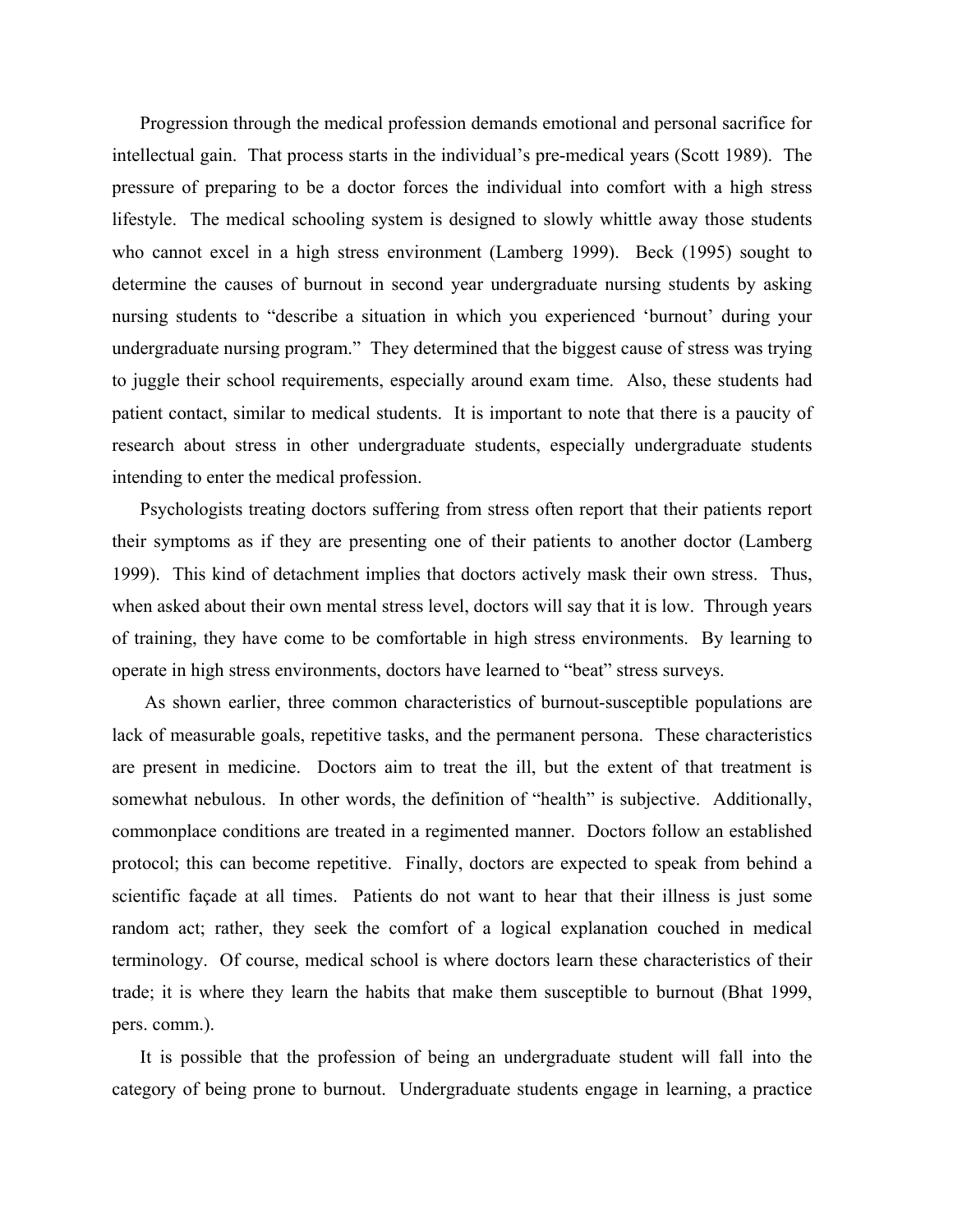Progression through the medical profession demands emotional and personal sacrifice for intellectual gain. That process starts in the individual's pre-medical years (Scott 1989). The pressure of preparing to be a doctor forces the individual into comfort with a high stress lifestyle. The medical schooling system is designed to slowly whittle away those students who cannot excel in a high stress environment (Lamberg 1999). Beck (1995) sought to determine the causes of burnout in second year undergraduate nursing students by asking nursing students to "describe a situation in which you experienced 'burnout' during your undergraduate nursing program." They determined that the biggest cause of stress was trying to juggle their school requirements, especially around exam time. Also, these students had patient contact, similar to medical students. It is important to note that there is a paucity of research about stress in other undergraduate students, especially undergraduate students intending to enter the medical profession.

Psychologists treating doctors suffering from stress often report that their patients report their symptoms as if they are presenting one of their patients to another doctor (Lamberg 1999). This kind of detachment implies that doctors actively mask their own stress. Thus, when asked about their own mental stress level, doctors will say that it is low. Through years of training, they have come to be comfortable in high stress environments. By learning to operate in high stress environments, doctors have learned to "beat" stress surveys.

As shown earlier, three common characteristics of burnout-susceptible populations are lack of measurable goals, repetitive tasks, and the permanent persona. These characteristics are present in medicine. Doctors aim to treat the ill, but the extent of that treatment is somewhat nebulous. In other words, the definition of "health" is subjective. Additionally, commonplace conditions are treated in a regimented manner. Doctors follow an established protocol; this can become repetitive. Finally, doctors are expected to speak from behind a scientific façade at all times. Patients do not want to hear that their illness is just some random act; rather, they seek the comfort of a logical explanation couched in medical terminology. Of course, medical school is where doctors learn these characteristics of their trade; it is where they learn the habits that make them susceptible to burnout (Bhat 1999, pers. comm.).

It is possible that the profession of being an undergraduate student will fall into the category of being prone to burnout. Undergraduate students engage in learning, a practice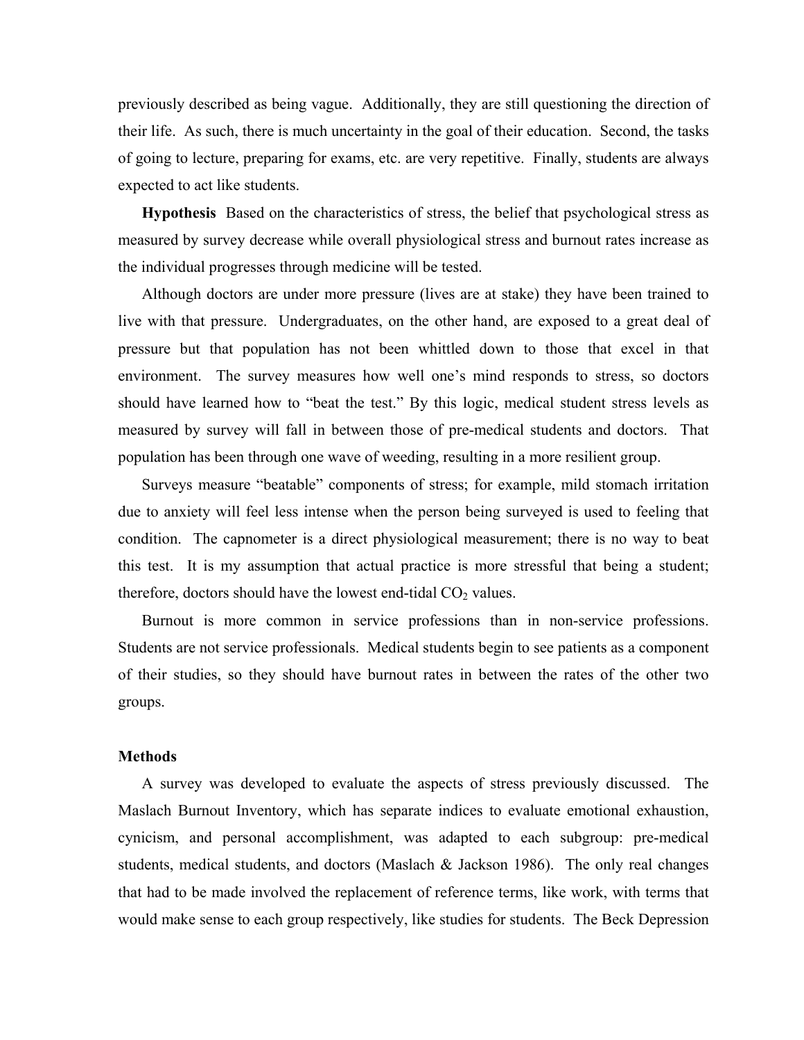previously described as being vague. Additionally, they are still questioning the direction of their life. As such, there is much uncertainty in the goal of their education. Second, the tasks of going to lecture, preparing for exams, etc. are very repetitive. Finally, students are always expected to act like students.

**Hypothesis** Based on the characteristics of stress, the belief that psychological stress as measured by survey decrease while overall physiological stress and burnout rates increase as the individual progresses through medicine will be tested.

Although doctors are under more pressure (lives are at stake) they have been trained to live with that pressure. Undergraduates, on the other hand, are exposed to a great deal of pressure but that population has not been whittled down to those that excel in that environment. The survey measures how well one's mind responds to stress, so doctors should have learned how to "beat the test." By this logic, medical student stress levels as measured by survey will fall in between those of pre-medical students and doctors. That population has been through one wave of weeding, resulting in a more resilient group.

Surveys measure "beatable" components of stress; for example, mild stomach irritation due to anxiety will feel less intense when the person being surveyed is used to feeling that condition. The capnometer is a direct physiological measurement; there is no way to beat this test. It is my assumption that actual practice is more stressful that being a student; therefore, doctors should have the lowest end-tidal $CO_2$ values.

Burnout is more common in service professions than in non-service professions. Students are not service professionals. Medical students begin to see patients as a component of their studies, so they should have burnout rates in between the rates of the other two groups.

## Methods

A survey was developed to evaluate the aspects of stress previously discussed. The Maslach Burnout Inventory, which has separate indices to evaluate emotional exhaustion, cynicism, and personal accomplishment, was adapted to each subgroup: pre-medical students, medical students, and doctors (Maslach & Jackson 1986). The only real changes that had to be made involved the replacement of reference terms, like work, with terms that would make sense to each group respectively, like studies for students. The Beck Depression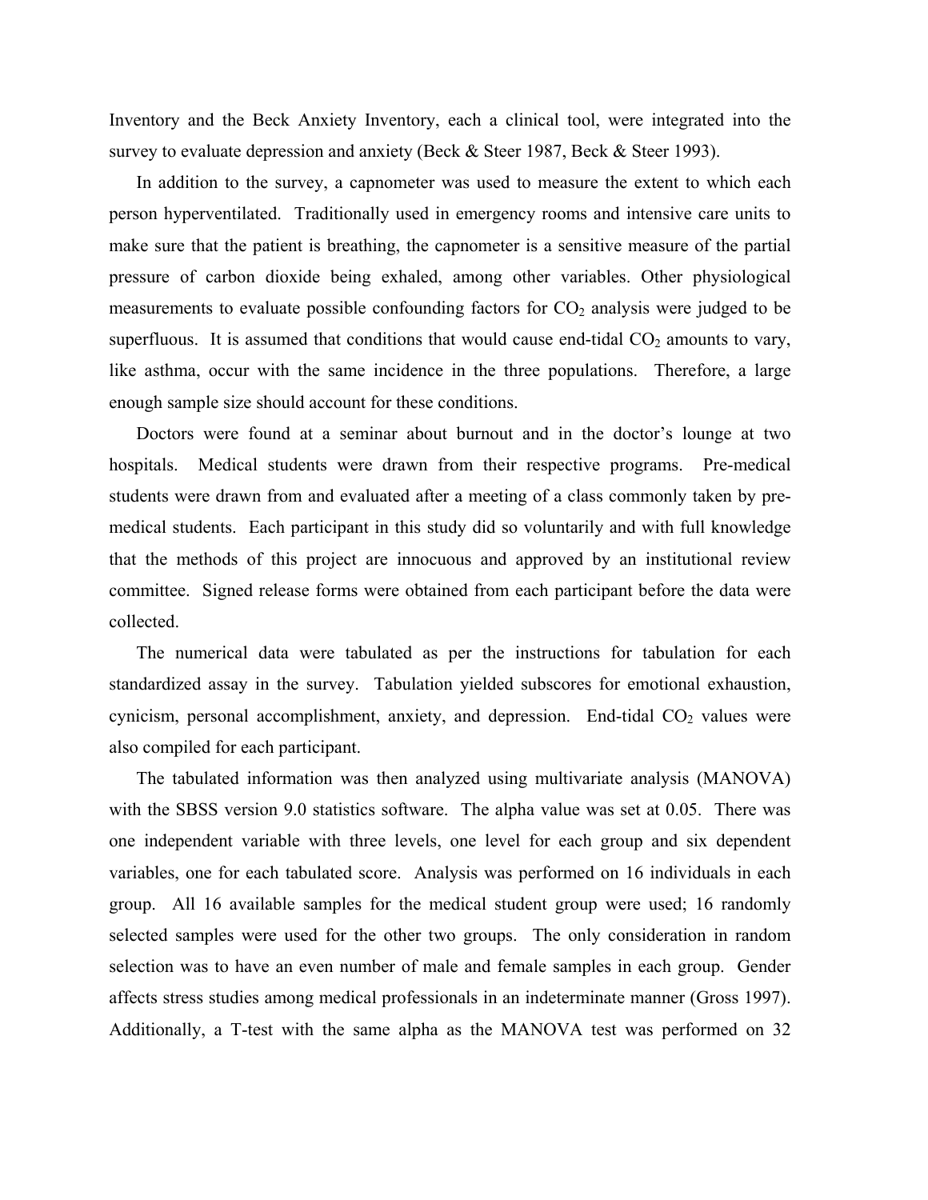Inventory and the Beck Anxiety Inventory, each a clinical tool, were integrated into the survey to evaluate depression and anxiety (Beck & Steer 1987, Beck & Steer 1993).

In addition to the survey, a capnometer was used to measure the extent to which each person hyperventilated. Traditionally used in emergency rooms and intensive care units to make sure that the patient is breathing, the capnometer is a sensitive measure of the partial pressure of carbon dioxide being exhaled, among other variables. Other physiological measurements to evaluate possible confounding factors for $CO_2$ analysis were judged to be superfluous. It is assumed that conditions that would cause end-tidal $CO_2$ amounts to vary, like asthma, occur with the same incidence in the three populations. Therefore, a large enough sample size should account for these conditions.

Doctors were found at a seminar about burnout and in the doctor's lounge at two hospitals. Medical students were drawn from their respective programs. Pre-medical students were drawn from and evaluated after a meeting of a class commonly taken by pre-medical students. Each participant in this study did so voluntarily and with full knowledge that the methods of this project are innocuous and approved by an institutional review committee. Signed release forms were obtained from each participant before the data were collected.

The numerical data were tabulated as per the instructions for tabulation for each standardized assay in the survey. Tabulation yielded subscores for emotional exhaustion, cynicism, personal accomplishment, anxiety, and depression. End-tidal $CO_2$ values were also compiled for each participant.

The tabulated information was then analyzed using multivariate analysis (MANOVA) with the SBSS version 9.0 statistics software. The alpha value was set at 0.05. There was one independent variable with three levels, one level for each group and six dependent variables, one for each tabulated score. Analysis was performed on 16 individuals in each group. All 16 available samples for the medical student group were used; 16 randomly selected samples were used for the other two groups. The only consideration in random selection was to have an even number of male and female samples in each group. Gender affects stress studies among medical professionals in an indeterminate manner (Gross 1997). Additionally, a T-test with the same alpha as the MANOVA test was performed on 32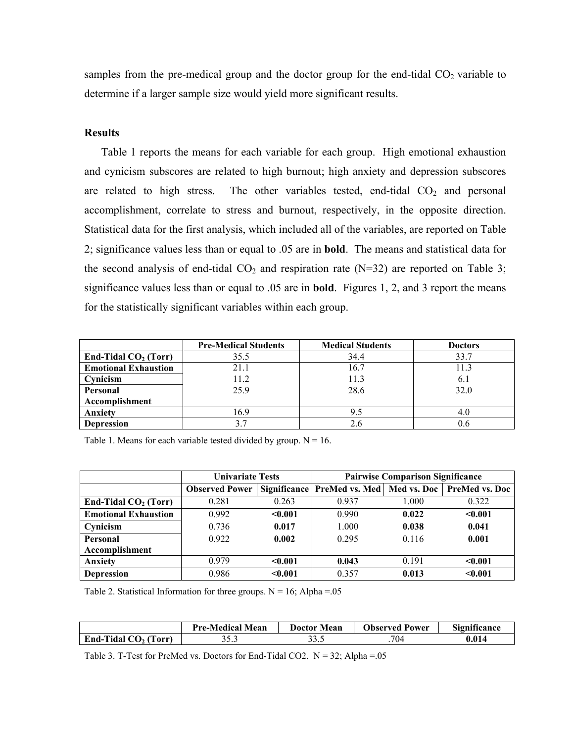samples from the pre-medical group and the doctor group for the end-tidal $CO_2$ variable to determine if a larger sample size would yield more significant results.

### Results

Table 1 reports the means for each variable for each group. High emotional exhaustion and cynicism subscores are related to high burnout; high anxiety and depression subscores are related to high stress. The other variables tested, end-tidal $CO_2$ and personal accomplishment, correlate to stress and burnout, respectively, in the opposite direction. Statistical data for the first analysis, which included all of the variables, are reported on Table 2; significance values less than or equal to .05 are in **bold**. The means and statistical data for the second analysis of end-tidal $CO_2$ and respiration rate (N=32) are reported on Table 3; significance values less than or equal to .05 are in **bold**. Figures 1, 2, and 3 report the means for the statistically significant variables within each group.

| | Pre-Medical Students | Medical Students | Doctors |
|---|---|---|---|
| **End-Tidal $CO_2$ (Torr)** | 35.5 | 34.4 | 33.7 |
| **Emotional Exhaustion** | 21.1 | 16.7 | 11.3 |
| **Cynicism** | 11.2 | 11.3 | 6.1 |
| **Personal Accomplishment** | 25.9 | 28.6 | 32.0 |
| **Anxiety** | 16.9 | 9.5 | 4.0 |
| **Depression** | 3.7 | 2.6 | 0.6 |

Table 1. Means for each variable tested divided by group. N = 16.

| | Univariate Tests | | Pairwise Comparison Significance | | |
|---|---|---|---|---|---|
| | Observed Power | Significance | PreMed vs. Med | Med vs. Doc | PreMed vs. Doc |
| **End-Tidal $CO_2$ (Torr)** | 0.281 | 0.263 | 0.937 | 1.000 | 0.322 |
| **Emotional Exhaustion** | 0.992 | **<0.001** | 0.990 | **0.022** | **<0.001** |
| **Cynicism** | 0.736 | **0.017** | 1.000 | **0.038** | **0.041** |
| **Personal Accomplishment** | 0.922 | **0.002** | 0.295 | 0.116 | **0.001** |
| **Anxiety** | 0.979 | **<0.001** | **0.043** | 0.191 | **<0.001** |
| **Depression** | 0.986 | **<0.001** | 0.357 | **0.013** | **<0.001** |

Table 2. Statistical Information for three groups. N = 16; Alpha =.05

| | Pre-Medical Mean | Doctor Mean | Observed Power | Significance |
|---|---|---|---|---|
| **End-Tidal $CO_2$ (Torr)** | 35.3 | 33.5 | .704 | **0.014** |

Table 3. T-Test for PreMed vs. Doctors for End-Tidal CO2. N = 32; Alpha =.05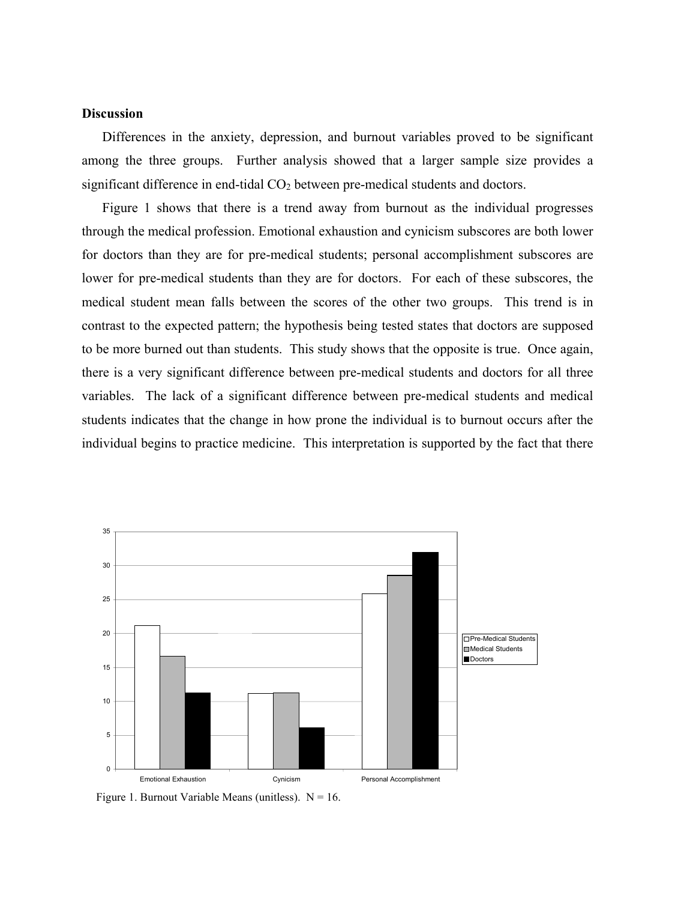## Discussion

Differences in the anxiety, depression, and burnout variables proved to be significant among the three groups. Further analysis showed that a larger sample size provides a significant difference in end-tidal $CO_2$ between pre-medical students and doctors.

Figure 1 shows that there is a trend away from burnout as the individual progresses through the medical profession. Emotional exhaustion and cynicism subscores are both lower for doctors than they are for pre-medical students; personal accomplishment subscores are lower for pre-medical students than they are for doctors. For each of these subscores, the medical student mean falls between the scores of the other two groups. This trend is in contrast to the expected pattern; the hypothesis being tested states that doctors are supposed to be more burned out than students. This study shows that the opposite is true. Once again, there is a very significant difference between pre-medical students and doctors for all three variables. The lack of a significant difference between pre-medical students and medical students indicates that the change in how prone the individual is to burnout occurs after the individual begins to practice medicine. This interpretation is supported by the fact that there

Figure 1. Burnout Variable Means (unitless). N = 16.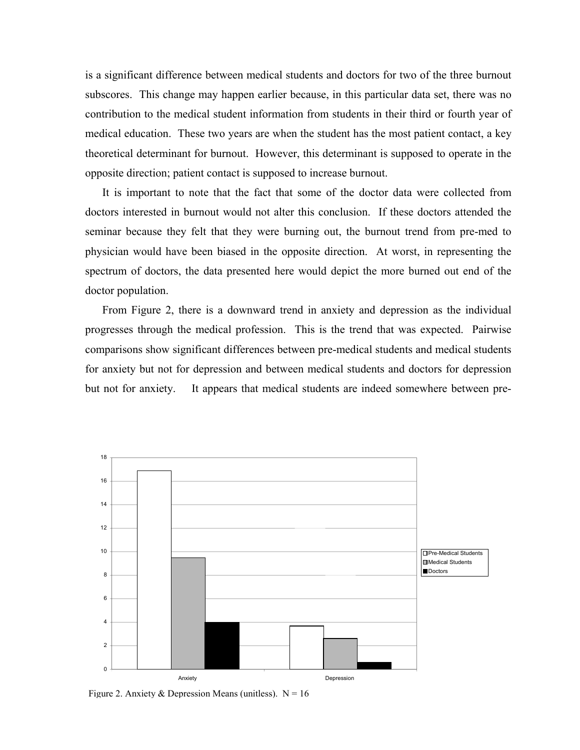is a significant difference between medical students and doctors for two of the three burnout subscores. This change may happen earlier because, in this particular data set, there was no contribution to the medical student information from students in their third or fourth year of medical education. These two years are when the student has the most patient contact, a key theoretical determinant for burnout. However, this determinant is supposed to operate in the opposite direction; patient contact is supposed to increase burnout.

It is important to note that the fact that some of the doctor data were collected from doctors interested in burnout would not alter this conclusion. If these doctors attended the seminar because they felt that they were burning out, the burnout trend from pre-med to physician would have been biased in the opposite direction. At worst, in representing the spectrum of doctors, the data presented here would depict the more burned out end of the doctor population.

From Figure 2, there is a downward trend in anxiety and depression as the individual progresses through the medical profession. This is the trend that was expected. Pairwise comparisons show significant differences between pre-medical students and medical students for anxiety but not for depression and between medical students and doctors for depression but not for anxiety. It appears that medical students are indeed somewhere between pre-

Figure 2. Anxiety & Depression Means (unitless). N = 16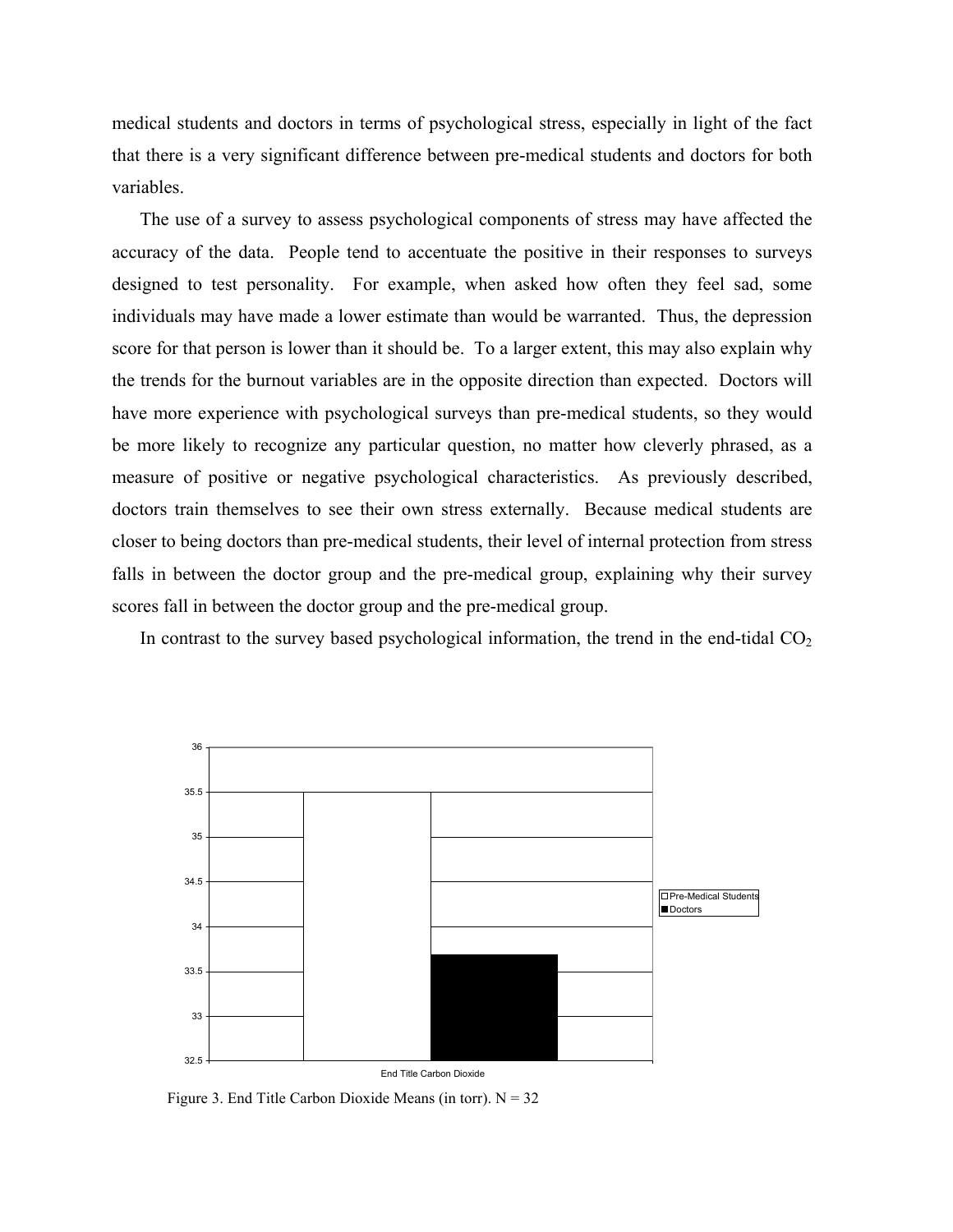medical students and doctors in terms of psychological stress, especially in light of the fact that there is a very significant difference between pre-medical students and doctors for both variables.

The use of a survey to assess psychological components of stress may have affected the accuracy of the data. People tend to accentuate the positive in their responses to surveys designed to test personality. For example, when asked how often they feel sad, some individuals may have made a lower estimate than would be warranted. Thus, the depression score for that person is lower than it should be. To a larger extent, this may also explain why the trends for the burnout variables are in the opposite direction than expected. Doctors will have more experience with psychological surveys than pre-medical students, so they would be more likely to recognize any particular question, no matter how cleverly phrased, as a measure of positive or negative psychological characteristics. As previously described, doctors train themselves to see their own stress externally. Because medical students are closer to being doctors than pre-medical students, their level of internal protection from stress falls in between the doctor group and the pre-medical group, explaining why their survey scores fall in between the doctor group and the pre-medical group.

In contrast to the survey based psychological information, the trend in the end-tidal $CO_2$

Figure 3. End Title Carbon Dioxide Means (in torr). N = 32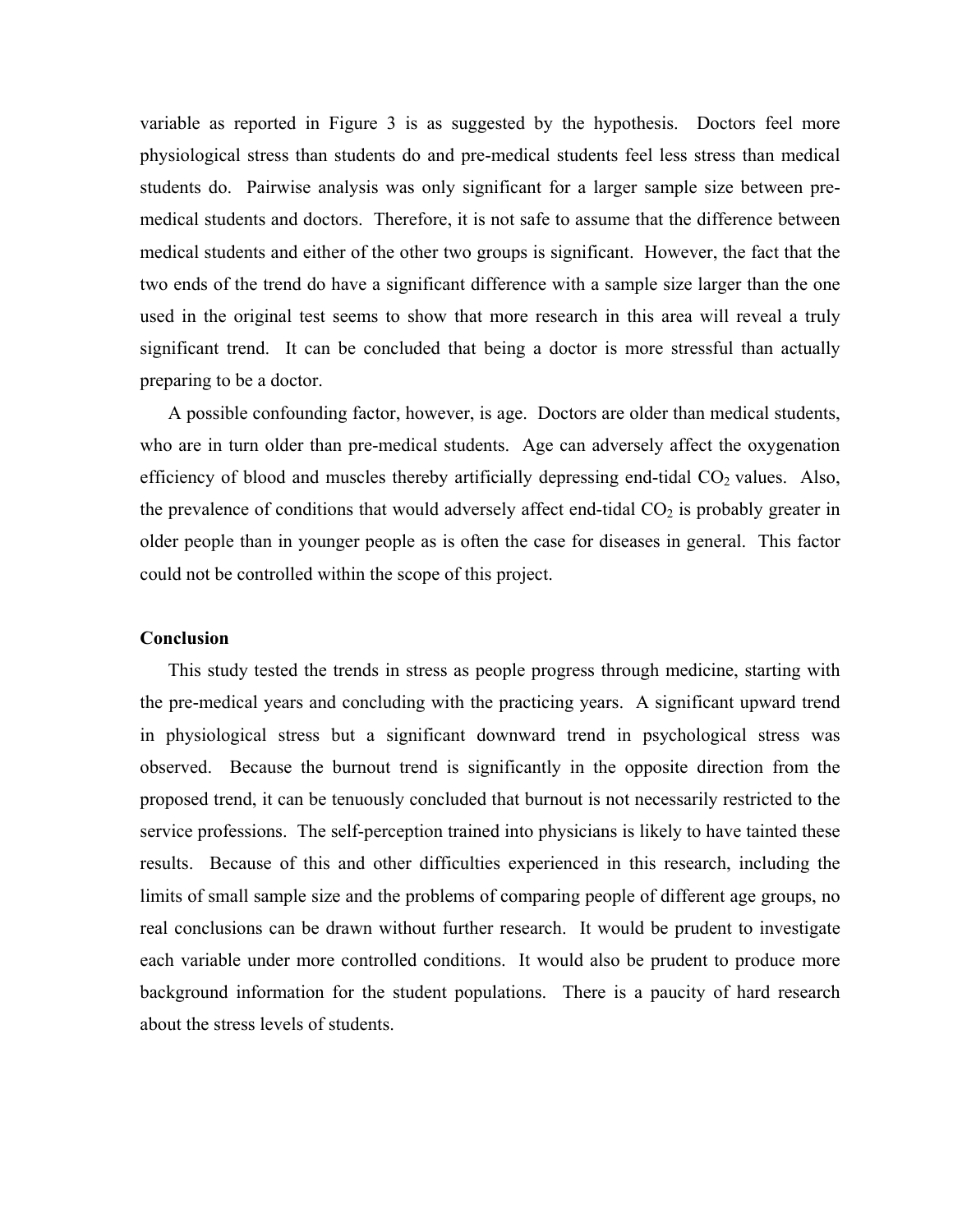variable as reported in Figure 3 is as suggested by the hypothesis. Doctors feel more physiological stress than students do and pre-medical students feel less stress than medical students do. Pairwise analysis was only significant for a larger sample size between pre-medical students and doctors. Therefore, it is not safe to assume that the difference between medical students and either of the other two groups is significant. However, the fact that the two ends of the trend do have a significant difference with a sample size larger than the one used in the original test seems to show that more research in this area will reveal a truly significant trend. It can be concluded that being a doctor is more stressful than actually preparing to be a doctor.

A possible confounding factor, however, is age. Doctors are older than medical students, who are in turn older than pre-medical students. Age can adversely affect the oxygenation efficiency of blood and muscles thereby artificially depressing end-tidal $CO_2$ values. Also, the prevalence of conditions that would adversely affect end-tidal $CO_2$ is probably greater in older people than in younger people as is often the case for diseases in general. This factor could not be controlled within the scope of this project.

**Conclusion**

This study tested the trends in stress as people progress through medicine, starting with the pre-medical years and concluding with the practicing years. A significant upward trend in physiological stress but a significant downward trend in psychological stress was observed. Because the burnout trend is significantly in the opposite direction from the proposed trend, it can be tenuously concluded that burnout is not necessarily restricted to the service professions. The self-perception trained into physicians is likely to have tainted these results. Because of this and other difficulties experienced in this research, including the limits of small sample size and the problems of comparing people of different age groups, no real conclusions can be drawn without further research. It would be prudent to investigate each variable under more controlled conditions. It would also be prudent to produce more background information for the student populations. There is a paucity of hard research about the stress levels of students.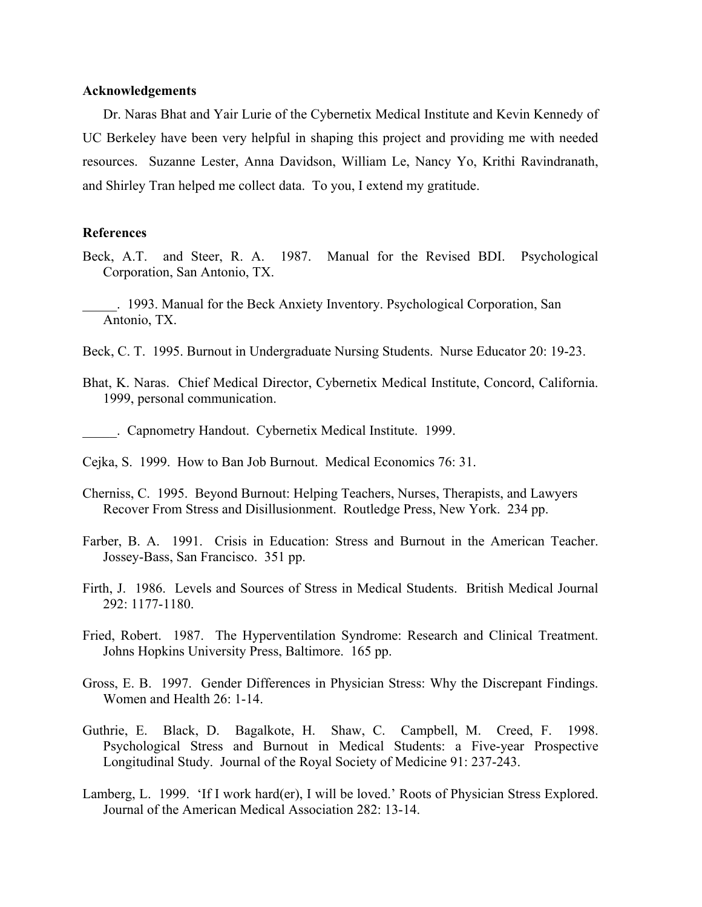**Acknowledgements**

Dr. Naras Bhat and Yair Lurie of the Cybernetix Medical Institute and Kevin Kennedy of UC Berkeley have been very helpful in shaping this project and providing me with needed resources. Suzanne Lester, Anna Davidson, William Le, Nancy Yo, Krithi Ravindranath, and Shirley Tran helped me collect data. To you, I extend my gratitude.

**References**

Beck, A.T. and Steer, R. A. 1987. Manual for the Revised BDI. Psychological Corporation, San Antonio, TX.

_____. 1993. Manual for the Beck Anxiety Inventory. Psychological Corporation, San Antonio, TX.

Beck, C. T. 1995. Burnout in Undergraduate Nursing Students. Nurse Educator 20: 19-23.

Bhat, K. Naras. Chief Medical Director, Cybernetix Medical Institute, Concord, California. 1999, personal communication.

_____. Capnometry Handout. Cybernetix Medical Institute. 1999.

Cejka, S. 1999. How to Ban Job Burnout. Medical Economics 76: 31.

Cherniss, C. 1995. Beyond Burnout: Helping Teachers, Nurses, Therapists, and Lawyers Recover From Stress and Disillusionment. Routledge Press, New York. 234 pp.

Farber, B. A. 1991. Crisis in Education: Stress and Burnout in the American Teacher. Jossey-Bass, San Francisco. 351 pp.

Firth, J. 1986. Levels and Sources of Stress in Medical Students. British Medical Journal 292: 1177-1180.

Fried, Robert. 1987. The Hyperventilation Syndrome: Research and Clinical Treatment. Johns Hopkins University Press, Baltimore. 165 pp.

Gross, E. B. 1997. Gender Differences in Physician Stress: Why the Discrepant Findings. Women and Health 26: 1-14.

Guthrie, E. Black, D. Bagalkote, H. Shaw, C. Campbell, M. Creed, F. 1998. Psychological Stress and Burnout in Medical Students: a Five-year Prospective Longitudinal Study. Journal of the Royal Society of Medicine 91: 237-243.

Lamberg, L. 1999. 'If I work hard(er), I will be loved.' Roots of Physician Stress Explored. Journal of the American Medical Association 282: 13-14.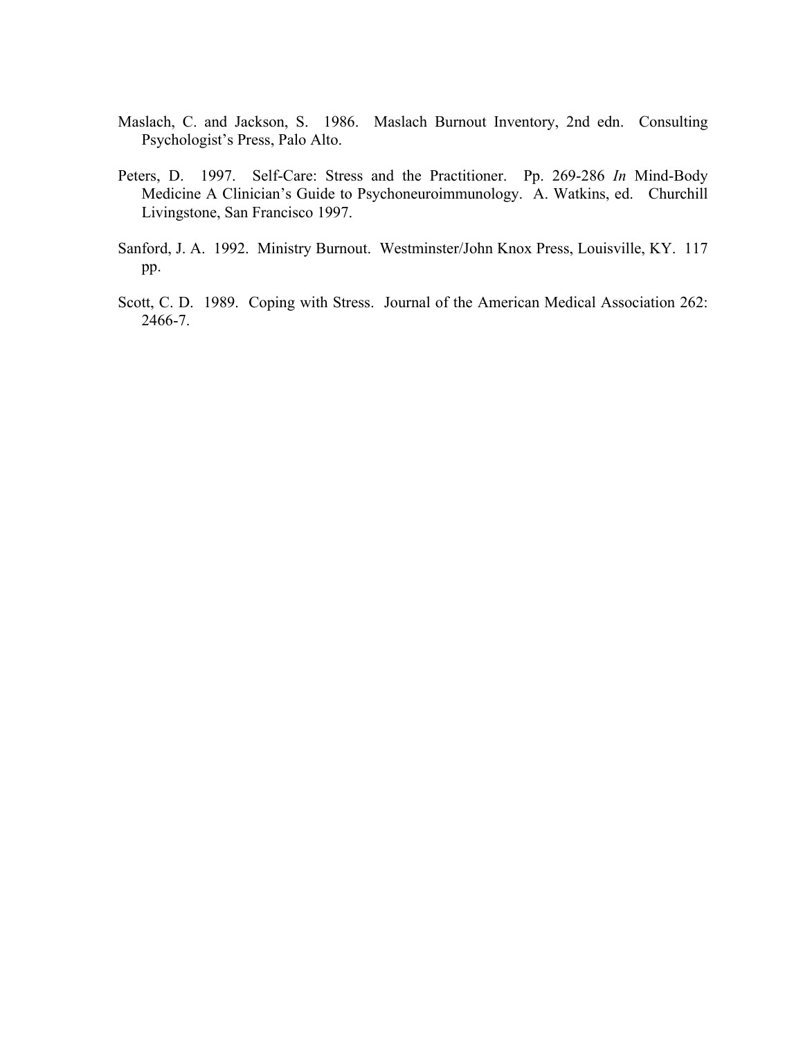Maslach, C. and Jackson, S. 1986. Maslach Burnout Inventory, 2nd edn. Consulting Psychologist's Press, Palo Alto.

Peters, D. 1997. Self-Care: Stress and the Practitioner. Pp. 269-286 *In* Mind-Body Medicine A Clinician's Guide to Psychoneuroimmunology. A. Watkins, ed. Churchill Livingstone, San Francisco 1997.

Sanford, J. A. 1992. Ministry Burnout. Westminster/John Knox Press, Louisville, KY. 117 pp.

Scott, C. D. 1989. Coping with Stress. Journal of the American Medical Association 262: 2466-7.